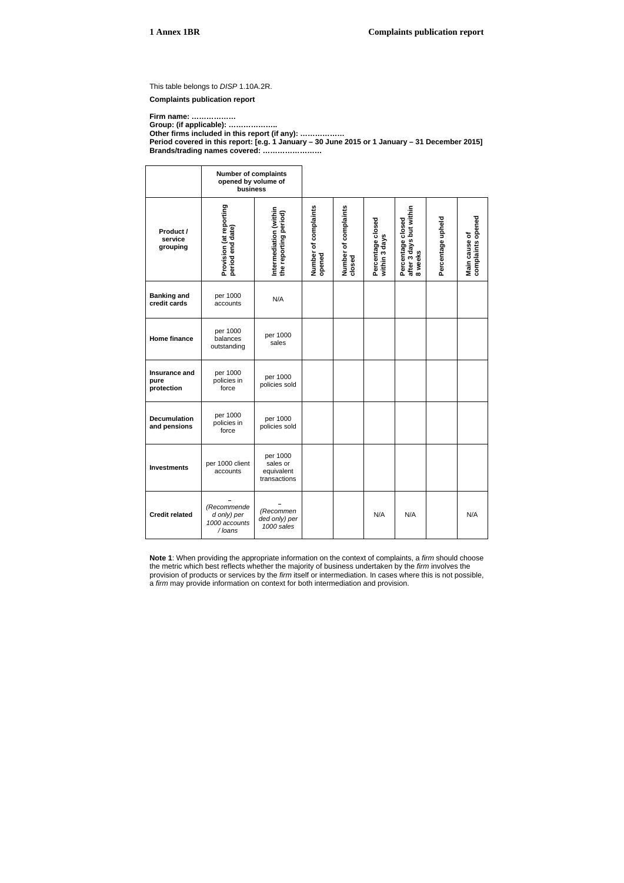This table belongs to *DISP* 1.10A.2R.

**Complaints publication report**

**Firm name: ………………**
**Group: (if applicable): ………………..**
**Other firms included in this report (if any): ………………**
**Period covered in this report: [e.g. 1 January – 30 June 2015 or 1 January – 31 December 2015]**
**Brands/trading names covered: ……………………**

| | **Number of complaints opened by volume of business** | | | | | | | |
|---|---|---|---|---|---|---|---|---|
| **Product / service grouping** | **Provision (at reporting period end date)** | **Intermediation (within the reporting period)** | **Number of complaints opened** | **Number of complaints closed** | **Percentage closed within 3 days** | **Percentage closed after 3 days but within 8 weeks** | **Percentage upheld** | **Main cause of complaints opened** |
| **Banking and credit cards** | per 1000 accounts | N/A | | | | | | |
| **Home finance** | per 1000 balances outstanding | per 1000 sales | | | | | | |
| **Insurance and pure protection** | per 1000 policies in force | per 1000 policies sold | | | | | | |
| **Decumulation and pensions** | per 1000 policies in force | per 1000 policies sold | | | | | | |
| **Investments** | per 1000 client accounts | per 1000 sales or equivalent transactions | | | | | | |
| **Credit related** | – *(Recommended only) per 1000 accounts / loans* | – *(Recommended only) per 1000 sales* | | | N/A | N/A | | N/A |

**Note 1**: When providing the appropriate information on the context of complaints, a *firm* should choose the metric which best reflects whether the majority of business undertaken by the *firm* involves the provision of products or services by the *firm* itself or intermediation. In cases where this is not possible, a *firm* may provide information on context for both intermediation and provision.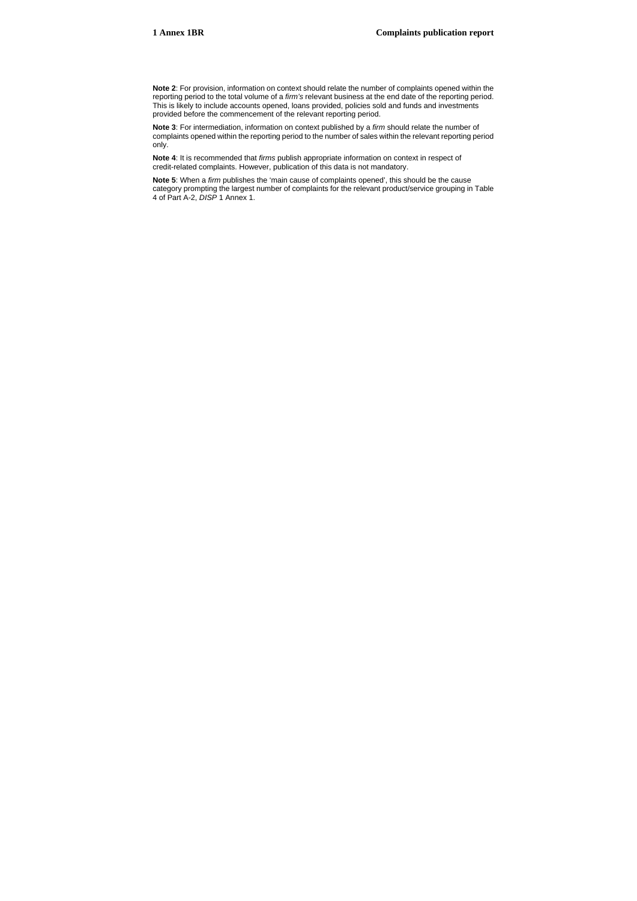**Note 2**: For provision, information on context should relate the number of complaints opened within the reporting period to the total volume of a *firm's* relevant business at the end date of the reporting period. This is likely to include accounts opened, loans provided, policies sold and funds and investments provided before the commencement of the relevant reporting period.

**Note 3**: For intermediation, information on context published by a *firm* should relate the number of complaints opened within the reporting period to the number of sales within the relevant reporting period only.

**Note 4**: It is recommended that *firms* publish appropriate information on context in respect of credit-related complaints. However, publication of this data is not mandatory.

**Note 5**: When a *firm* publishes the 'main cause of complaints opened', this should be the cause category prompting the largest number of complaints for the relevant product/service grouping in Table 4 of Part A-2, *DISP* 1 Annex 1.